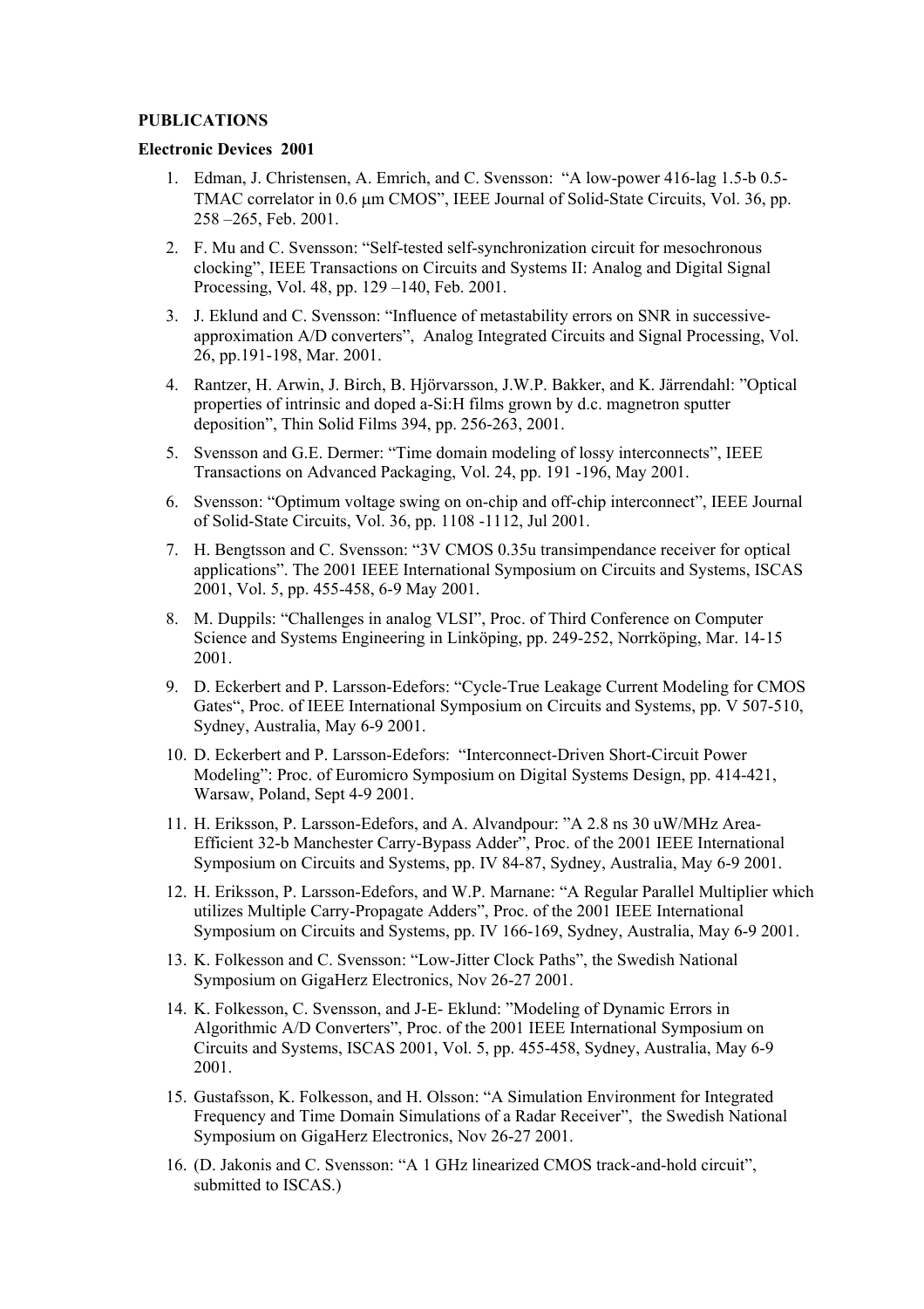**PUBLICATIONS**

**Electronic Devices 2001**

1. Edman, J. Christensen, A. Emrich, and C. Svensson: "A low-power 416-lag 1.5-b 0.5-TMAC correlator in 0.6 μm CMOS", IEEE Journal of Solid-State Circuits, Vol. 36, pp. 258 –265, Feb. 2001.
2. F. Mu and C. Svensson: "Self-tested self-synchronization circuit for mesochronous clocking", IEEE Transactions on Circuits and Systems II: Analog and Digital Signal Processing, Vol. 48, pp. 129 –140, Feb. 2001.
3. J. Eklund and C. Svensson: "Influence of metastability errors on SNR in successive-approximation A/D converters", Analog Integrated Circuits and Signal Processing, Vol. 26, pp.191-198, Mar. 2001.
4. Rantzer, H. Arwin, J. Birch, B. Hjörvarsson, J.W.P. Bakker, and K. Järrendahl: "Optical properties of intrinsic and doped a-Si:H films grown by d.c. magnetron sputter deposition", Thin Solid Films 394, pp. 256-263, 2001.
5. Svensson and G.E. Dermer: "Time domain modeling of lossy interconnects", IEEE Transactions on Advanced Packaging, Vol. 24, pp. 191 -196, May 2001.
6. Svensson: "Optimum voltage swing on on-chip and off-chip interconnect", IEEE Journal of Solid-State Circuits, Vol. 36, pp. 1108 -1112, Jul 2001.
7. H. Bengtsson and C. Svensson: "3V CMOS 0.35u transimpendance receiver for optical applications". The 2001 IEEE International Symposium on Circuits and Systems, ISCAS 2001, Vol. 5, pp. 455-458, 6-9 May 2001.
8. M. Duppils: "Challenges in analog VLSI", Proc. of Third Conference on Computer Science and Systems Engineering in Linköping, pp. 249-252, Norrköping, Mar. 14-15 2001.
9. D. Eckerbert and P. Larsson-Edefors: "Cycle-True Leakage Current Modeling for CMOS Gates", Proc. of IEEE International Symposium on Circuits and Systems, pp. V 507-510, Sydney, Australia, May 6-9 2001.
10. D. Eckerbert and P. Larsson-Edefors: "Interconnect-Driven Short-Circuit Power Modeling": Proc. of Euromicro Symposium on Digital Systems Design, pp. 414-421, Warsaw, Poland, Sept 4-9 2001.
11. H. Eriksson, P. Larsson-Edefors, and A. Alvandpour: "A 2.8 ns 30 uW/MHz Area-Efficient 32-b Manchester Carry-Bypass Adder", Proc. of the 2001 IEEE International Symposium on Circuits and Systems, pp. IV 84-87, Sydney, Australia, May 6-9 2001.
12. H. Eriksson, P. Larsson-Edefors, and W.P. Marnane: "A Regular Parallel Multiplier which utilizes Multiple Carry-Propagate Adders", Proc. of the 2001 IEEE International Symposium on Circuits and Systems, pp. IV 166-169, Sydney, Australia, May 6-9 2001.
13. K. Folkesson and C. Svensson: "Low-Jitter Clock Paths", the Swedish National Symposium on GigaHerz Electronics, Nov 26-27 2001.
14. K. Folkesson, C. Svensson, and J-E- Eklund: "Modeling of Dynamic Errors in Algorithmic A/D Converters", Proc. of the 2001 IEEE International Symposium on Circuits and Systems, ISCAS 2001, Vol. 5, pp. 455-458, Sydney, Australia, May 6-9 2001.
15. Gustafsson, K. Folkesson, and H. Olsson: "A Simulation Environment for Integrated Frequency and Time Domain Simulations of a Radar Receiver", the Swedish National Symposium on GigaHerz Electronics, Nov 26-27 2001.
16. (D. Jakonis and C. Svensson: "A 1 GHz linearized CMOS track-and-hold circuit", submitted to ISCAS.)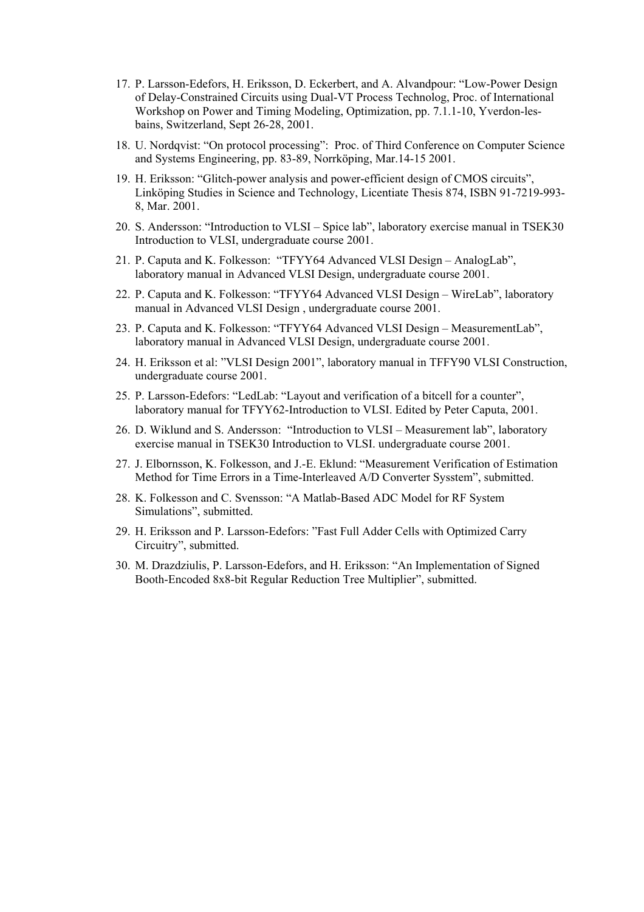17. P. Larsson-Edefors, H. Eriksson, D. Eckerbert, and A. Alvandpour: "Low-Power Design of Delay-Constrained Circuits using Dual-VT Process Technolog, Proc. of International Workshop on Power and Timing Modeling, Optimization, pp. 7.1.1-10, Yverdon-les-bains, Switzerland, Sept 26-28, 2001.
18. U. Nordqvist: "On protocol processing": Proc. of Third Conference on Computer Science and Systems Engineering, pp. 83-89, Norrköping, Mar.14-15 2001.
19. H. Eriksson: "Glitch-power analysis and power-efficient design of CMOS circuits", Linköping Studies in Science and Technology, Licentiate Thesis 874, ISBN 91-7219-993-8, Mar. 2001.
20. S. Andersson: "Introduction to VLSI – Spice lab", laboratory exercise manual in TSEK30 Introduction to VLSI, undergraduate course 2001.
21. P. Caputa and K. Folkesson: "TFYY64 Advanced VLSI Design – AnalogLab", laboratory manual in Advanced VLSI Design, undergraduate course 2001.
22. P. Caputa and K. Folkesson: "TFYY64 Advanced VLSI Design – WireLab", laboratory manual in Advanced VLSI Design , undergraduate course 2001.
23. P. Caputa and K. Folkesson: "TFYY64 Advanced VLSI Design – MeasurementLab", laboratory manual in Advanced VLSI Design, undergraduate course 2001.
24. H. Eriksson et al: "VLSI Design 2001", laboratory manual in TFFY90 VLSI Construction, undergraduate course 2001.
25. P. Larsson-Edefors: "LedLab: "Layout and verification of a bitcell for a counter", laboratory manual for TFYY62-Introduction to VLSI. Edited by Peter Caputa, 2001.
26. D. Wiklund and S. Andersson: "Introduction to VLSI – Measurement lab", laboratory exercise manual in TSEK30 Introduction to VLSI. undergraduate course 2001.
27. J. Elbornsson, K. Folkesson, and J.-E. Eklund: "Measurement Verification of Estimation Method for Time Errors in a Time-Interleaved A/D Converter Sysstem", submitted.
28. K. Folkesson and C. Svensson: "A Matlab-Based ADC Model for RF System Simulations", submitted.
29. H. Eriksson and P. Larsson-Edefors: "Fast Full Adder Cells with Optimized Carry Circuitry", submitted.
30. M. Drazdziulis, P. Larsson-Edefors, and H. Eriksson: "An Implementation of Signed Booth-Encoded 8x8-bit Regular Reduction Tree Multiplier", submitted.